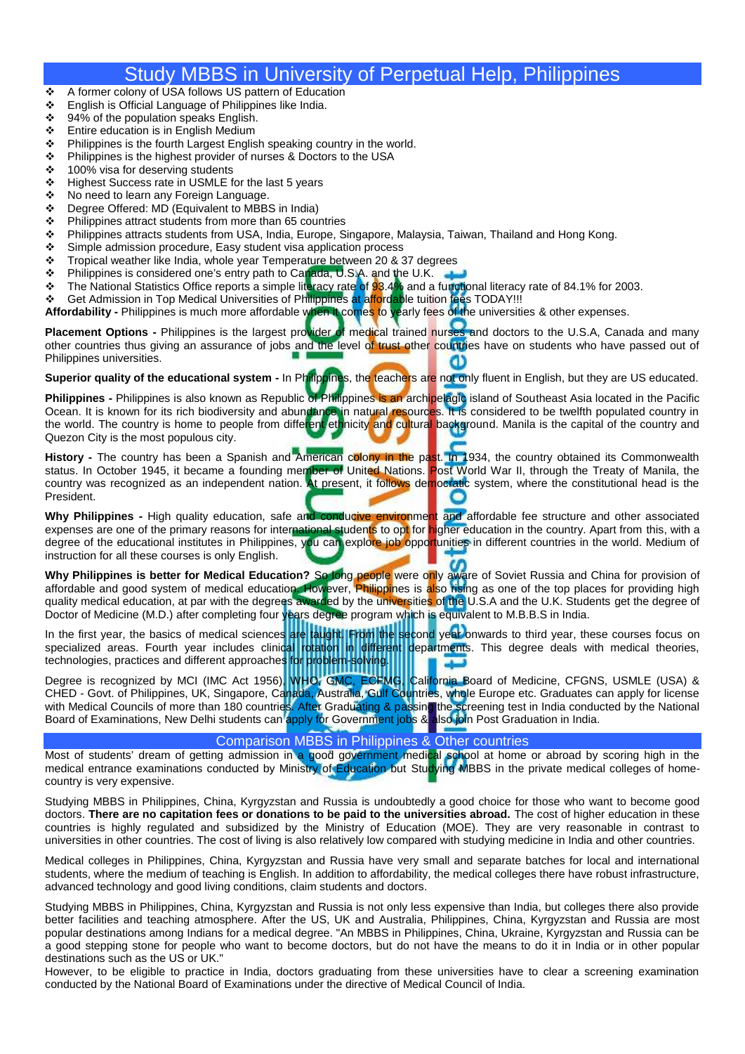# Study MBBS in University of Perpetual Help, Philippines

- A former colony of USA follows US pattern of Education
- English is Official Language of Philippines like India.
- 94% of the population speaks English.
- Entire education is in English Medium
- Philippines is the fourth Largest English speaking country in the world.
- Philippines is the highest provider of nurses & Doctors to the USA
- 100% visa for deserving students
- Highest Success rate in USMLE for the last 5 years
- No need to learn any Foreign Language.
- Degree Offered: MD (Equivalent to MBBS in India)
- Philippines attract students from more than 65 countries
- Philippines attracts students from USA, India, Europe, Singapore, Malaysia, Taiwan, Thailand and Hong Kong.
- Simple admission procedure, Easy student visa application process
- Tropical weather like India, whole year Temperature between 20 & 37 degrees
- Philippines is considered one's entry path to Canada, U.S.A. and the U.K.
- The National Statistics Office reports a simple literacy rate of 93.4% and a functional literacy rate of 84.1% for 2003.
- Get Admission in Top Medical Universities of Philippines at affordable tuition fees TODAY!!!

**Affordability -** Philippines is much more affordable when it comes to yearly fees of the universities & other expenses.

**Placement Options -** Philippines is the largest provider of medical trained nurses and doctors to the U.S.A, Canada and many other countries thus giving an assurance of jobs and the level of trust other countries have on students who have passed out of Philippines universities.

**Superior quality of the educational system -** In Philippines, the teachers are not only fluent in English, but they are US educated.

**Philippines -** Philippines is also known as Republic of Philippines is an archipelagic island of Southeast Asia located in the Pacific Ocean. It is known for its rich biodiversity and abundance in natural resources. It is considered to be twelfth populated country in the world. The country is home to people from different ethnicity and cultural background. Manila is the capital of the country and Quezon City is the most populous city.

**History -** The country has been a Spanish and American colony in the past. In 1934, the country obtained its Commonwealth status. In October 1945, it became a founding member of United Nations. Post World War II, through the Treaty of Manila, the country was recognized as an independent nation. At present, it follows democratic system, where the constitutional head is the President.

**Why Philippines -** High quality education, safe and conducive environment and affordable fee structure and other associated expenses are one of the primary reasons for international students to opt for higher education in the country. Apart from this, with a degree of the educational institutes in Philippines, you can explore job opportunities in different countries in the world. Medium of instruction for all these courses is only English.

**Why Philippines is better for Medical Education?** So long people were only aware of Soviet Russia and China for provision of affordable and good system of medical education. However, Philippines is also rising as one of the top places for providing high quality medical education, at par with the degrees awarded by the universities of the U.S.A and the U.K. Students get the degree of Doctor of Medicine (M.D.) after completing four years degree program which is equivalent to M.B.B.S in India.

In the first year, the basics of medical sciences are taught. From the second year onwards to third year, these courses focus on specialized areas. Fourth year includes clinical rotation in different departments. This degree deals with medical theories, technologies, practices and different approaches for problem-solving.

Degree is recognized by MCI (IMC Act 1956), WHO, GMC, ECFMG, California Board of Medicine, CFGNS, USMLE (USA) & CHED - Govt. of Philippines, UK, Singapore, Canada, Australia, Gulf Countries, whole Europe etc. Graduates can apply for license with Medical Councils of more than 180 countries. After Graduating & passing the screening test in India conducted by the National Board of Examinations, New Delhi students can apply for Government jobs & also join Post Graduation in India.

## Comparison MBBS in Philippines & Other countries

Most of students' dream of getting admission in a good government medical school at home or abroad by scoring high in the medical entrance examinations conducted by Ministry of Education but Studying MBBS in the private medical colleges of home-country is very expensive.

Studying MBBS in Philippines, China, Kyrgyzstan and Russia is undoubtedly a good choice for those who want to become good doctors. **There are no capitation fees or donations to be paid to the universities abroad.** The cost of higher education in these countries is highly regulated and subsidized by the Ministry of Education (MOE). They are very reasonable in contrast to universities in other countries. The cost of living is also relatively low compared with studying medicine in India and other countries.

Medical colleges in Philippines, China, Kyrgyzstan and Russia have very small and separate batches for local and international students, where the medium of teaching is English. In addition to affordability, the medical colleges there have robust infrastructure, advanced technology and good living conditions, claim students and doctors.

Studying MBBS in Philippines, China, Kyrgyzstan and Russia is not only less expensive than India, but colleges there also provide better facilities and teaching atmosphere. After the US, UK and Australia, Philippines, China, Kyrgyzstan and Russia are most popular destinations among Indians for a medical degree. "An MBBS in Philippines, China, Ukraine, Kyrgyzstan and Russia can be a good stepping stone for people who want to become doctors, but do not have the means to do it in India or in other popular destinations such as the US or UK."

However, to be eligible to practice in India, doctors graduating from these universities have to clear a screening examination conducted by the National Board of Examinations under the directive of Medical Council of India.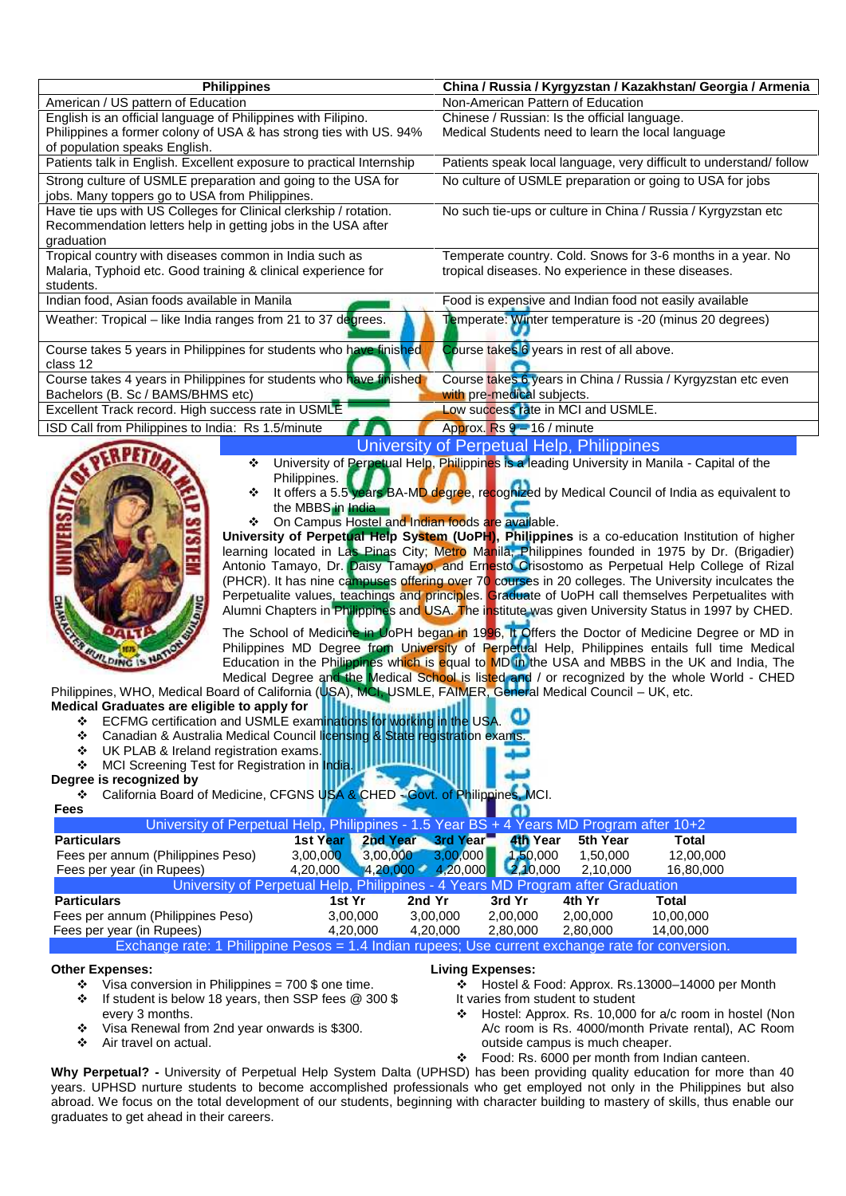| Philippines | China / Russia / Kyrgyzstan / Kazakhstan/ Georgia / Armenia |
|---|---|
| American / US pattern of Education | Non-American Pattern of Education |
| English is an official language of Philippines with Filipino. Philippines a former colony of USA & has strong ties with US. 94% of population speaks English. | Chinese / Russian: Is the official language. Medical Students need to learn the local language |
| Patients talk in English. Excellent exposure to practical Internship | Patients speak local language, very difficult to understand/ follow |
| Strong culture of USMLE preparation and going to the USA for jobs. Many toppers go to USA from Philippines. | No culture of USMLE preparation or going to USA for jobs |
| Have tie ups with US Colleges for Clinical clerkship / rotation. Recommendation letters help in getting jobs in the USA after graduation | No such tie-ups or culture in China / Russia / Kyrgyzstan etc |
| Tropical country with diseases common in India such as Malaria, Typhoid etc. Good training & clinical experience for students. | Temperate country. Cold. Snows for 3-6 months in a year. No tropical diseases. No experience in these diseases. |
| Indian food, Asian foods available in Manila | Food is expensive and Indian food not easily available |
| Weather: Tropical – like India ranges from 21 to 37 degrees. | Temperate: Winter temperature is -20 (minus 20 degrees) |
| Course takes 5 years in Philippines for students who have finished class 12 | Course takes 6 years in rest of all above. |
| Course takes 4 years in Philippines for students who have finished Bachelors (B. Sc / BAMS/BHMS etc) | Course takes 6 years in China / Russia / Kyrgyzstan etc even with pre-medical subjects. |
| Excellent Track record. High success rate in USMLE | Low success rate in MCI and USMLE. |
| ISD Call from Philippines to India: Rs 1.5/minute | Approx. Rs 9 – 16 / minute |

## University of Perpetual Help, Philippines

- University of Perpetual Help, Philippines is a leading University in Manila - Capital of the Philippines.
- It offers a 5.5 years BA-MD degree, recognized by Medical Council of India as equivalent to the MBBS in India
- On Campus Hostel and Indian foods are available.

**University of Perpetual Help System (UoPH), Philippines** is a co-education Institution of higher learning located in Las Pinas City; Metro Manila, Philippines founded in 1975 by Dr. (Brigadier) Antonio Tamayo, Dr. Daisy Tamayo, and Ernesto Crisostomo as Perpetual Help College of Rizal (PHCR). It has nine campuses offering over 70 courses in 20 colleges. The University inculcates the Perpetualite values, teachings and principles. Graduate of UoPH call themselves Perpetualites with Alumni Chapters in Philippines and USA. The institute was given University Status in 1997 by CHED.

The School of Medicine in UoPH began in 1996. It Offers the Doctor of Medicine Degree or MD in Philippines MD Degree from University of Perpetual Help, Philippines entails full time Medical Education in the Philippines which is equal to MD in the USA and MBBS in the UK and India, The Medical Degree and the Medical School is listed and / or recognized by the whole World - CHED Philippines, WHO, Medical Board of California (USA), MCI, USMLE, FAIMER, General Medical Council – UK, etc.

**Medical Graduates are eligible to apply for**

- ECFMG certification and USMLE examinations for working in the USA.
- Canadian & Australia Medical Council licensing & State registration exams.
- UK PLAB & Ireland registration exams.
- MCI Screening Test for Registration in India.

**Degree is recognized by**

- California Board of Medicine, CFGNS USA & CHED - Govt. of Philippines, MCI.

**Fees**

| University of Perpetual Help, Philippines - 1.5 Year BS + 4 Years MD Program after 10+2 | | | | | | |
|---|---|---|---|---|---|---|
| **Particulars** | **1st Year** | **2nd Year** | **3rd Year** | **4th Year** | **5th Year** | **Total** |
| Fees per annum (Philippines Peso) | 3,00,000 | 3,00,000 | 3,00,000 | 1,50,000 | 1,50,000 | 12,00,000 |
| Fees per year (in Rupees) | 4,20,000 | 4,20,000 | 4,20,000 | 2,10,000 | 2,10,000 | 16,80,000 |

| University of Perpetual Help, Philippines - 4 Years MD Program after Graduation | | | | | |
|---|---|---|---|---|---|
| **Particulars** | **1st Yr** | **2nd Yr** | **3rd Yr** | **4th Yr** | **Total** |
| Fees per annum (Philippines Peso) | 3,00,000 | 3,00,000 | 2,00,000 | 2,00,000 | 10,00,000 |
| Fees per year (in Rupees) | 4,20,000 | 4,20,000 | 2,80,000 | 2,80,000 | 14,00,000 |

Exchange rate: 1 Philippine Pesos = 1.4 Indian rupees; Use current exchange rate for conversion.

**Other Expenses:**

- Visa conversion in Philippines = 700 $ one time.
- If student is below 18 years, then SSP fees @ 300 $ every 3 months.
- Visa Renewal from 2nd year onwards is $300.
- Air travel on actual.

**Living Expenses:**

- Hostel & Food: Approx. Rs.13000–14000 per Month

It varies from student to student

- Hostel: Approx. Rs. 10,000 for a/c room in hostel (Non A/c room is Rs. 4000/month Private rental), AC Room outside campus is much cheaper.
- Food: Rs. 6000 per month from Indian canteen.

**Why Perpetual? -** University of Perpetual Help System Dalta (UPHSD) has been providing quality education for more than 40 years. UPHSD nurture students to become accomplished professionals who get employed not only in the Philippines but also abroad. We focus on the total development of our students, beginning with character building to mastery of skills, thus enable our graduates to get ahead in their careers.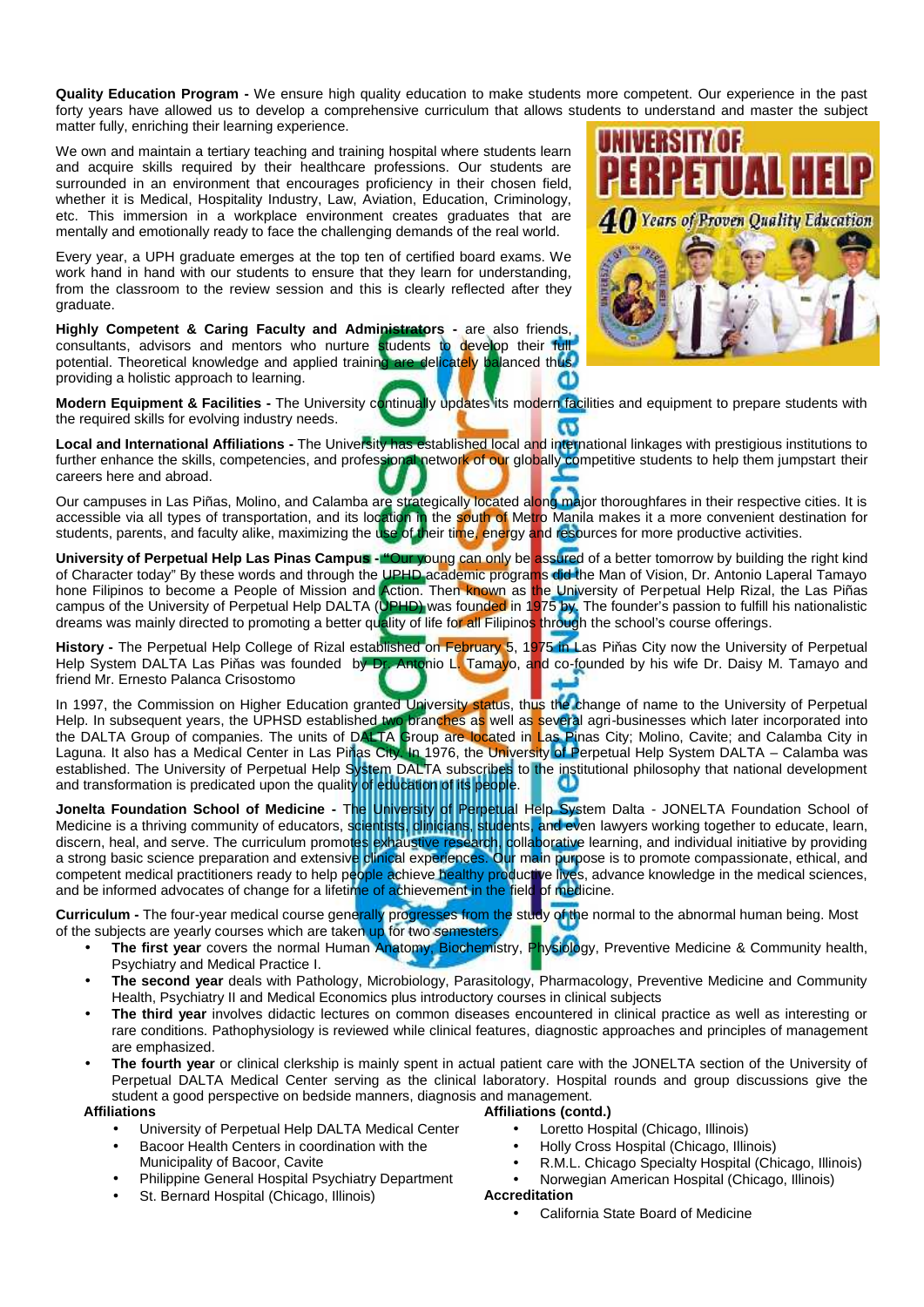**Quality Education Program -** We ensure high quality education to make students more competent. Our experience in the past forty years have allowed us to develop a comprehensive curriculum that allows students to understand and master the subject matter fully, enriching their learning experience.

We own and maintain a tertiary teaching and training hospital where students learn and acquire skills required by their healthcare professions. Our students are surrounded in an environment that encourages proficiency in their chosen field, whether it is Medical, Hospitality Industry, Law, Aviation, Education, Criminology, etc. This immersion in a workplace environment creates graduates that are mentally and emotionally ready to face the challenging demands of the real world.

Every year, a UPH graduate emerges at the top ten of certified board exams. We work hand in hand with our students to ensure that they learn for understanding, from the classroom to the review session and this is clearly reflected after they graduate.

**Highly Competent & Caring Faculty and Administrators -** are also friends, consultants, advisors and mentors who nurture students to develop their full potential. Theoretical knowledge and applied training are delicately balanced thus providing a holistic approach to learning.

**Modern Equipment & Facilities -** The University continually updates its modern facilities and equipment to prepare students with the required skills for evolving industry needs.

**Local and International Affiliations -** The University has established local and international linkages with prestigious institutions to further enhance the skills, competencies, and professional network of our globally competitive students to help them jumpstart their careers here and abroad.

Our campuses in Las Piñas, Molino, and Calamba are strategically located along major thoroughfares in their respective cities. It is accessible via all types of transportation, and its location in the south of Metro Manila makes it a more convenient destination for students, parents, and faculty alike, maximizing the use of their time, energy and resources for more productive activities.

**University of Perpetual Help Las Pinas Campus -** "Our young can only be assured of a better tomorrow by building the right kind of Character today" By these words and through the UPHD academic programs did the Man of Vision, Dr. Antonio Laperal Tamayo hone Filipinos to become a People of Mission and Action. Then known as the University of Perpetual Help Rizal, the Las Piñas campus of the University of Perpetual Help DALTA (UPHD) was founded in 1975 by. The founder's passion to fulfill his nationalistic dreams was mainly directed to promoting a better quality of life for all Filipinos through the school's course offerings.

**History -** The Perpetual Help College of Rizal established on February 5, 1975 in Las Piñas City now the University of Perpetual Help System DALTA Las Piñas was founded by Dr. Antonio L. Tamayo, and co-founded by his wife Dr. Daisy M. Tamayo and friend Mr. Ernesto Palanca Crisostomo

In 1997, the Commission on Higher Education granted University status, thus the change of name to the University of Perpetual Help. In subsequent years, the UPHSD established two branches as well as several agri-businesses which later incorporated into the DALTA Group of companies. The units of DALTA Group are located in Las Pinas City; Molino, Cavite; and Calamba City in Laguna. It also has a Medical Center in Las Piñas City. In 1976, the University of Perpetual Help System DALTA – Calamba was established. The University of Perpetual Help System DALTA subscribes to the institutional philosophy that national development and transformation is predicated upon the quality of education of its people.

**Jonelta Foundation School of Medicine -** The University of Perpetual Help System Dalta - JONELTA Foundation School of Medicine is a thriving community of educators, scientists, clinicians, students, and even lawyers working together to educate, learn, discern, heal, and serve. The curriculum promotes exhaustive research, collaborative learning, and individual initiative by providing a strong basic science preparation and extensive clinical experiences. Our main purpose is to promote compassionate, ethical, and competent medical practitioners ready to help people achieve healthy productive lives, advance knowledge in the medical sciences, and be informed advocates of change for a lifetime of achievement in the field of medicine.

**Curriculum -** The four-year medical course generally progresses from the study of the normal to the abnormal human being. Most of the subjects are yearly courses which are taken up for two semesters.

- **The first year** covers the normal Human Anatomy, Biochemistry, Physiology, Preventive Medicine & Community health, Psychiatry and Medical Practice I.
- **The second year** deals with Pathology, Microbiology, Parasitology, Pharmacology, Preventive Medicine and Community Health, Psychiatry II and Medical Economics plus introductory courses in clinical subjects
- **The third year** involves didactic lectures on common diseases encountered in clinical practice as well as interesting or rare conditions. Pathophysiology is reviewed while clinical features, diagnostic approaches and principles of management are emphasized.
- **The fourth year** or clinical clerkship is mainly spent in actual patient care with the JONELTA section of the University of Perpetual DALTA Medical Center serving as the clinical laboratory. Hospital rounds and group discussions give the student a good perspective on bedside manners, diagnosis and management.

**Affiliations**

- University of Perpetual Help DALTA Medical Center
- Bacoor Health Centers in coordination with the Municipality of Bacoor, Cavite
- Philippine General Hospital Psychiatry Department
- St. Bernard Hospital (Chicago, Illinois)

**Affiliations (contd.)**

- Loretto Hospital (Chicago, Illinois)
- Holly Cross Hospital (Chicago, Illinois)
- R.M.L. Chicago Specialty Hospital (Chicago, Illinois)
- Norwegian American Hospital (Chicago, Illinois)

**Accreditation**

- California State Board of Medicine